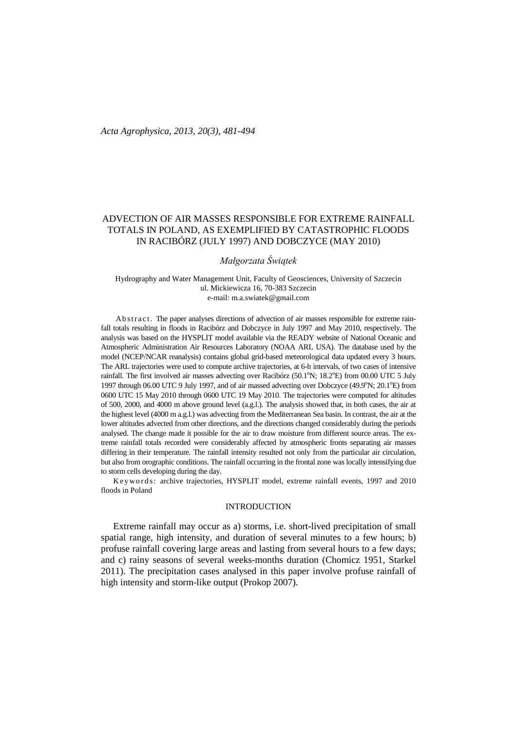# ADVECTION OF AIR MASSES RESPONSIBLE FOR EXTREME RAINFALL TOTALS IN POLAND, AS EXEMPLIFIED BY CATASTROPHIC FLOODS IN RACIBÓRZ (JULY 1997) AND DOBCZYCE (MAY 2010)

*Małgorzata Świątek*

Hydrography and Water Management Unit, Faculty of Geosciences, University of Szczecin
ul. Mickiewicza 16, 70-383 Szczecin
e-mail: m.a.swiatek@gmail.com

A b s t r a c t. The paper analyses directions of advection of air masses responsible for extreme rainfall totals resulting in floods in Racibórz and Dobczyce in July 1997 and May 2010, respectively. The analysis was based on the HYSPLIT model available via the READY website of National Oceanic and Atmospheric Administration Air Resources Laboratory (NOAA ARL USA). The database used by the model (NCEP/NCAR reanalysis) contains global grid-based meteorological data updated every 3 hours. The ARL trajectories were used to compute archive trajectories, at 6-h intervals, of two cases of intensive rainfall. The first involved air masses advecting over Racibórz (50.1°N; 18.2°E) from 00.00 UTC 5 July 1997 through 06.00 UTC 9 July 1997, and of air massed advecting over Dobczyce (49.9°N; 20.1°E) from 0600 UTC 15 May 2010 through 0600 UTC 19 May 2010. The trajectories were computed for altitudes of 500, 2000, and 4000 m above ground level (a.g.l.). The analysis showed that, in both cases, the air at the highest level (4000 m a.g.l.) was advecting from the Mediterranean Sea basin. In contrast, the air at the lower altitudes advected from other directions, and the directions changed considerably during the periods analysed. The change made it possible for the air to draw moisture from different source areas. The extreme rainfall totals recorded were considerably affected by atmospheric fronts separating air masses differing in their temperature. The rainfall intensity resulted not only from the particular air circulation, but also from orographic conditions. The rainfall occurring in the frontal zone was locally intensifying due to storm cells developing during the day.

K e y w o r d s: archive trajectories, HYSPLIT model, extreme rainfall events, 1997 and 2010 floods in Poland

## INTRODUCTION

Extreme rainfall may occur as a) storms, i.e. short-lived precipitation of small spatial range, high intensity, and duration of several minutes to a few hours; b) profuse rainfall covering large areas and lasting from several hours to a few days; and c) rainy seasons of several weeks-months duration (Chomicz 1951, Starkel 2011). The precipitation cases analysed in this paper involve profuse rainfall of high intensity and storm-like output (Prokop 2007).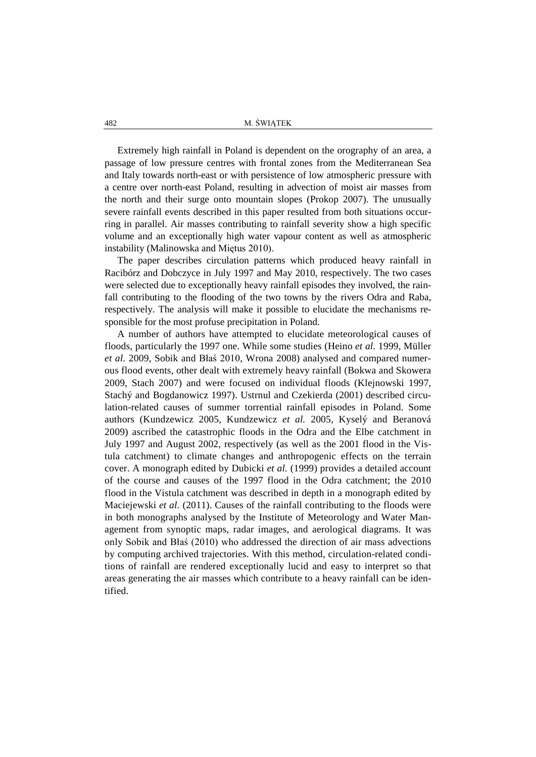Extremely high rainfall in Poland is dependent on the orography of an area, a passage of low pressure centres with frontal zones from the Mediterranean Sea and Italy towards north-east or with persistence of low atmospheric pressure with a centre over north-east Poland, resulting in advection of moist air masses from the north and their surge onto mountain slopes (Prokop 2007). The unusually severe rainfall events described in this paper resulted from both situations occurring in parallel. Air masses contributing to rainfall severity show a high specific volume and an exceptionally high water vapour content as well as atmospheric instability (Malinowska and Miętus 2010).

The paper describes circulation patterns which produced heavy rainfall in Racibórz and Dobczyce in July 1997 and May 2010, respectively. The two cases were selected due to exceptionally heavy rainfall episodes they involved, the rainfall contributing to the flooding of the two towns by the rivers Odra and Raba, respectively. The analysis will make it possible to elucidate the mechanisms responsible for the most profuse precipitation in Poland.

A number of authors have attempted to elucidate meteorological causes of floods, particularly the 1997 one. While some studies (Heino *et al.* 1999, Müller *et al.* 2009, Sobik and Błaś 2010, Wrona 2008) analysed and compared numerous flood events, other dealt with extremely heavy rainfall (Bokwa and Skowera 2009, Stach 2007) and were focused on individual floods (Klejnowski 1997, Stachý and Bogdanowicz 1997). Ustrnul and Czekierda (2001) described circulation-related causes of summer torrential rainfall episodes in Poland. Some authors (Kundzewicz 2005, Kundzewicz *et al.* 2005, Kyselý and Beranová 2009) ascribed the catastrophic floods in the Odra and the Elbe catchment in July 1997 and August 2002, respectively (as well as the 2001 flood in the Vistula catchment) to climate changes and anthropogenic effects on the terrain cover. A monograph edited by Dubicki *et al.* (1999) provides a detailed account of the course and causes of the 1997 flood in the Odra catchment; the 2010 flood in the Vistula catchment was described in depth in a monograph edited by Maciejewski *et al.* (2011). Causes of the rainfall contributing to the floods were in both monographs analysed by the Institute of Meteorology and Water Management from synoptic maps, radar images, and aerological diagrams. It was only Sobik and Błaś (2010) who addressed the direction of air mass advections by computing archived trajectories. With this method, circulation-related conditions of rainfall are rendered exceptionally lucid and easy to interpret so that areas generating the air masses which contribute to a heavy rainfall can be identified.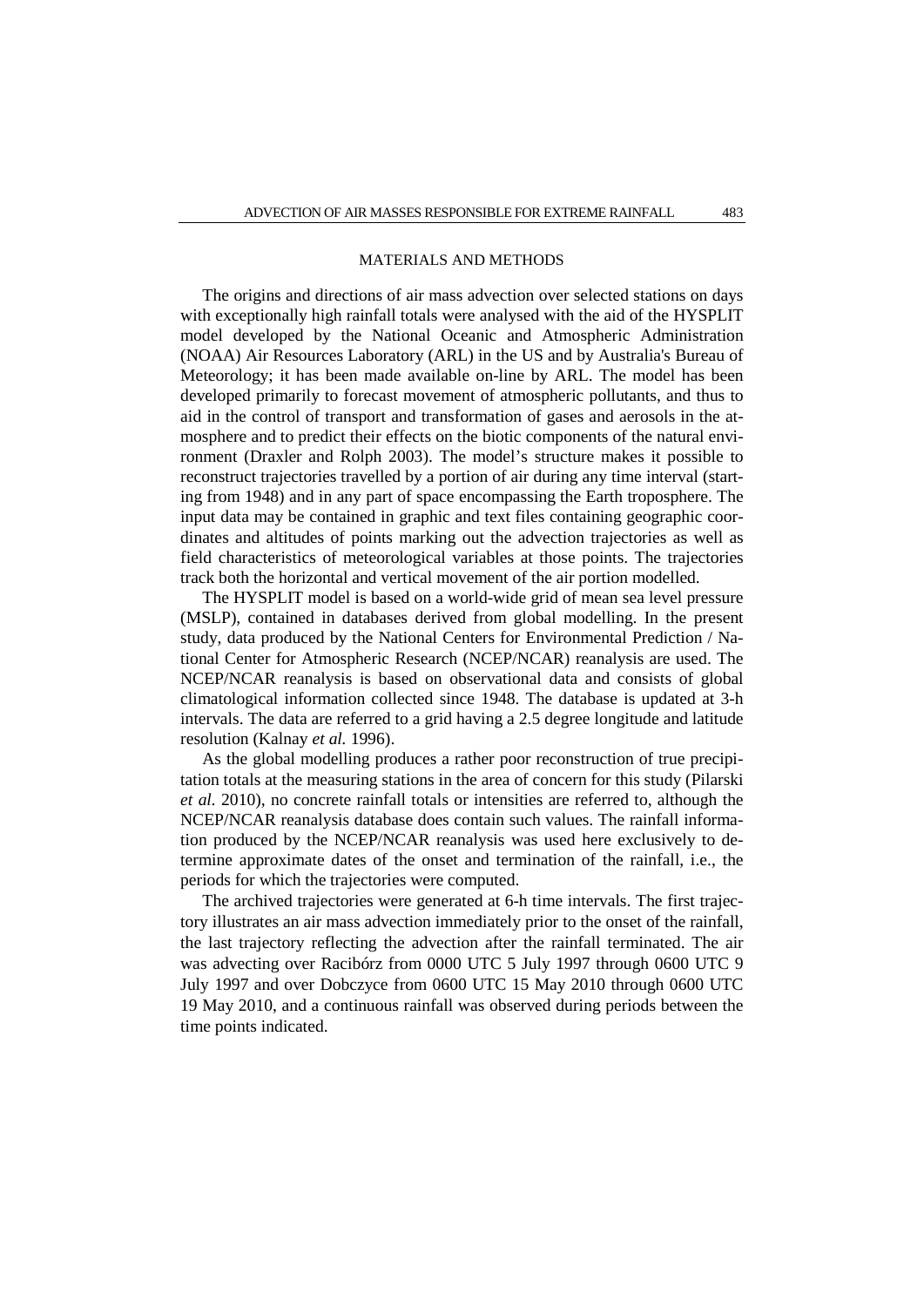## MATERIALS AND METHODS

The origins and directions of air mass advection over selected stations on days with exceptionally high rainfall totals were analysed with the aid of the HYSPLIT model developed by the National Oceanic and Atmospheric Administration (NOAA) Air Resources Laboratory (ARL) in the US and by Australia's Bureau of Meteorology; it has been made available on-line by ARL. The model has been developed primarily to forecast movement of atmospheric pollutants, and thus to aid in the control of transport and transformation of gases and aerosols in the atmosphere and to predict their effects on the biotic components of the natural environment (Draxler and Rolph 2003). The model's structure makes it possible to reconstruct trajectories travelled by a portion of air during any time interval (starting from 1948) and in any part of space encompassing the Earth troposphere. The input data may be contained in graphic and text files containing geographic coordinates and altitudes of points marking out the advection trajectories as well as field characteristics of meteorological variables at those points. The trajectories track both the horizontal and vertical movement of the air portion modelled.

The HYSPLIT model is based on a world-wide grid of mean sea level pressure (MSLP), contained in databases derived from global modelling. In the present study, data produced by the National Centers for Environmental Prediction / National Center for Atmospheric Research (NCEP/NCAR) reanalysis are used. The NCEP/NCAR reanalysis is based on observational data and consists of global climatological information collected since 1948. The database is updated at 3-h intervals. The data are referred to a grid having a 2.5 degree longitude and latitude resolution (Kalnay *et al.* 1996).

As the global modelling produces a rather poor reconstruction of true precipitation totals at the measuring stations in the area of concern for this study (Pilarski *et al.* 2010), no concrete rainfall totals or intensities are referred to, although the NCEP/NCAR reanalysis database does contain such values. The rainfall information produced by the NCEP/NCAR reanalysis was used here exclusively to determine approximate dates of the onset and termination of the rainfall, i.e., the periods for which the trajectories were computed.

The archived trajectories were generated at 6-h time intervals. The first trajectory illustrates an air mass advection immediately prior to the onset of the rainfall, the last trajectory reflecting the advection after the rainfall terminated. The air was advecting over Racibórz from 0000 UTC 5 July 1997 through 0600 UTC 9 July 1997 and over Dobczyce from 0600 UTC 15 May 2010 through 0600 UTC 19 May 2010, and a continuous rainfall was observed during periods between the time points indicated.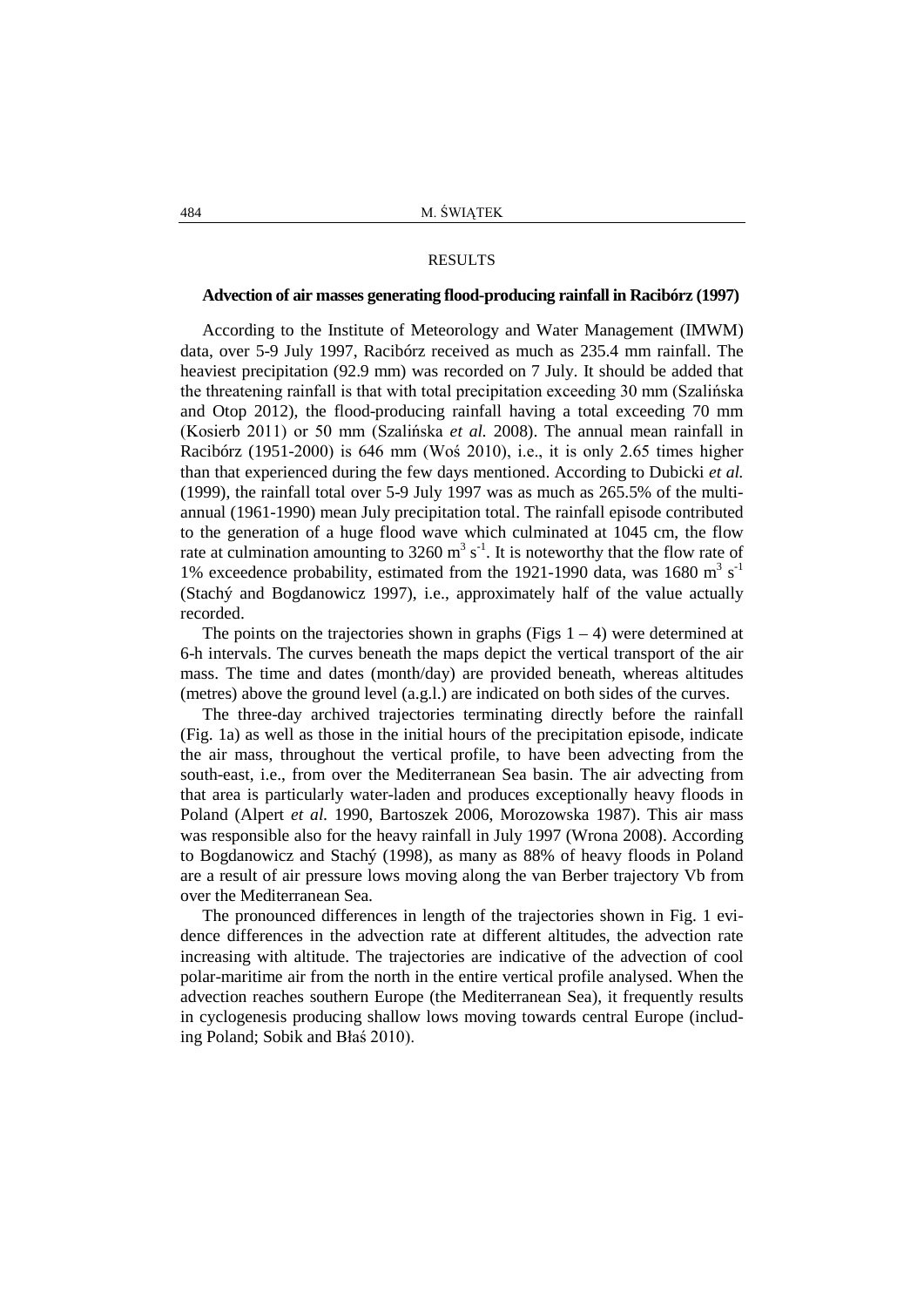## RESULTS

### Advection of air masses generating flood-producing rainfall in Racibórz (1997)

According to the Institute of Meteorology and Water Management (IMWM) data, over 5-9 July 1997, Racibórz received as much as 235.4 mm rainfall. The heaviest precipitation (92.9 mm) was recorded on 7 July. It should be added that the threatening rainfall is that with total precipitation exceeding 30 mm (Szalińska and Otop 2012), the flood-producing rainfall having a total exceeding 70 mm (Kosierb 2011) or 50 mm (Szalińska *et al.* 2008). The annual mean rainfall in Racibórz (1951-2000) is 646 mm (Woś 2010), i.e., it is only 2.65 times higher than that experienced during the few days mentioned. According to Dubicki *et al.* (1999), the rainfall total over 5-9 July 1997 was as much as 265.5% of the multi-annual (1961-1990) mean July precipitation total. The rainfall episode contributed to the generation of a huge flood wave which culminated at 1045 cm, the flow rate at culmination amounting to 3260 $m^3 s^{-1}$. It is noteworthy that the flow rate of 1% exceedence probability, estimated from the 1921-1990 data, was 1680 $m^3 s^{-1}$ (Stachý and Bogdanowicz 1997), i.e., approximately half of the value actually recorded.

The points on the trajectories shown in graphs (Figs 1 – 4) were determined at 6-h intervals. The curves beneath the maps depict the vertical transport of the air mass. The time and dates (month/day) are provided beneath, whereas altitudes (metres) above the ground level (a.g.l.) are indicated on both sides of the curves.

The three-day archived trajectories terminating directly before the rainfall (Fig. 1a) as well as those in the initial hours of the precipitation episode, indicate the air mass, throughout the vertical profile, to have been advecting from the south-east, i.e., from over the Mediterranean Sea basin. The air advecting from that area is particularly water-laden and produces exceptionally heavy floods in Poland (Alpert *et al.* 1990, Bartoszek 2006, Morozowska 1987). This air mass was responsible also for the heavy rainfall in July 1997 (Wrona 2008). According to Bogdanowicz and Stachý (1998), as many as 88% of heavy floods in Poland are a result of air pressure lows moving along the van Berber trajectory Vb from over the Mediterranean Sea.

The pronounced differences in length of the trajectories shown in Fig. 1 evidence differences in the advection rate at different altitudes, the advection rate increasing with altitude. The trajectories are indicative of the advection of cool polar-maritime air from the north in the entire vertical profile analysed. When the advection reaches southern Europe (the Mediterranean Sea), it frequently results in cyclogenesis producing shallow lows moving towards central Europe (including Poland; Sobik and Błaś 2010).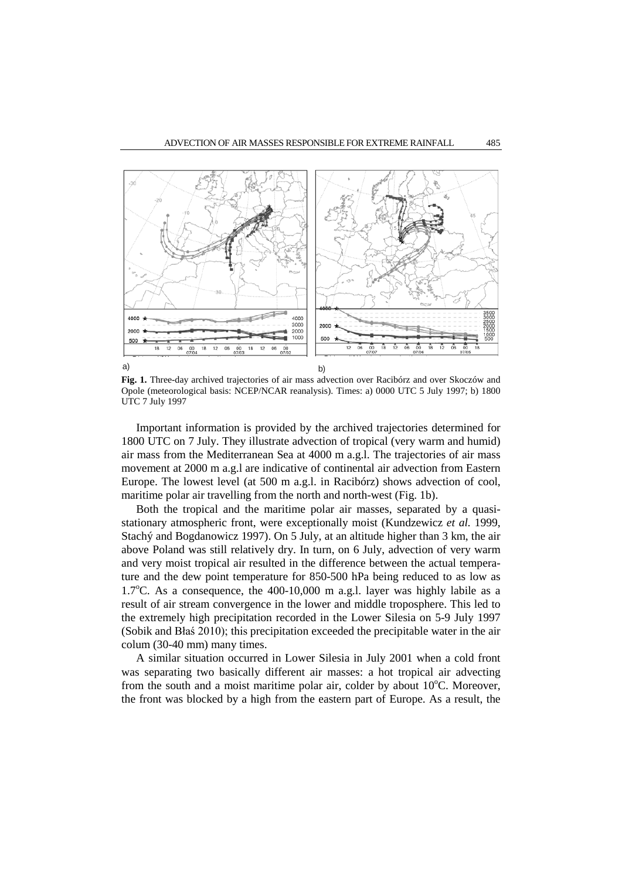a) b)

**Fig. 1.** Three-day archived trajectories of air mass advection over Racibórz and over Skoczów and Opole (meteorological basis: NCEP/NCAR reanalysis). Times: a) 0000 UTC 5 July 1997; b) 1800 UTC 7 July 1997

Important information is provided by the archived trajectories determined for 1800 UTC on 7 July. They illustrate advection of tropical (very warm and humid) air mass from the Mediterranean Sea at 4000 m a.g.l. The trajectories of air mass movement at 2000 m a.g.l are indicative of continental air advection from Eastern Europe. The lowest level (at 500 m a.g.l. in Racibórz) shows advection of cool, maritime polar air travelling from the north and north-west (Fig. 1b).

Both the tropical and the maritime polar air masses, separated by a quasi-stationary atmospheric front, were exceptionally moist (Kundzewicz *et al.* 1999, Stachý and Bogdanowicz 1997). On 5 July, at an altitude higher than 3 km, the air above Poland was still relatively dry. In turn, on 6 July, advection of very warm and very moist tropical air resulted in the difference between the actual temperature and the dew point temperature for 850-500 hPa being reduced to as low as 1.7°C. As a consequence, the 400-10,000 m a.g.l. layer was highly labile as a result of air stream convergence in the lower and middle troposphere. This led to the extremely high precipitation recorded in the Lower Silesia on 5-9 July 1997 (Sobik and Błaś 2010); this precipitation exceeded the precipitable water in the air colum (30-40 mm) many times.

A similar situation occurred in Lower Silesia in July 2001 when a cold front was separating two basically different air masses: a hot tropical air advecting from the south and a moist maritime polar air, colder by about 10°C. Moreover, the front was blocked by a high from the eastern part of Europe. As a result, the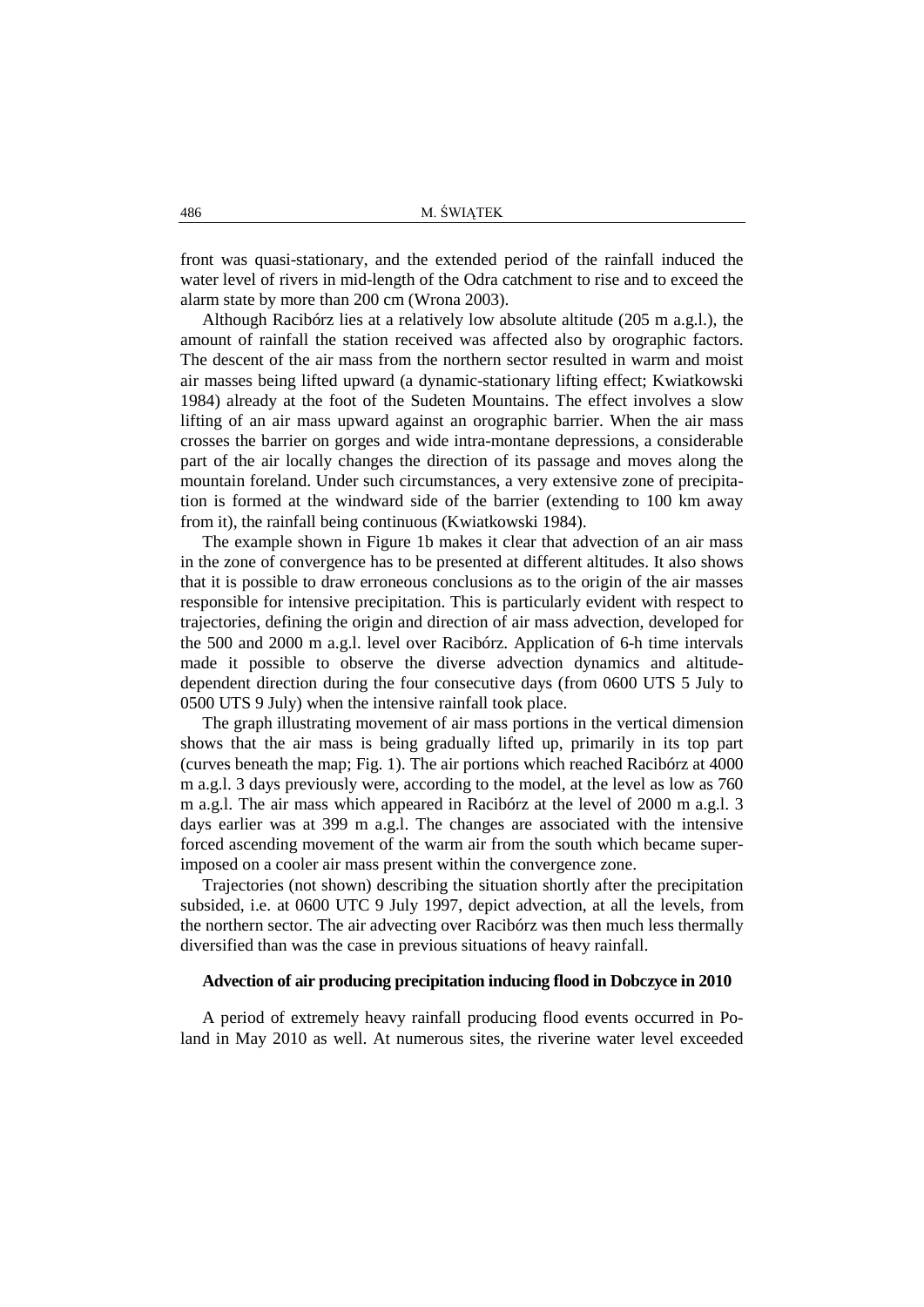front was quasi-stationary, and the extended period of the rainfall induced the water level of rivers in mid-length of the Odra catchment to rise and to exceed the alarm state by more than 200 cm (Wrona 2003).

Although Racibórz lies at a relatively low absolute altitude (205 m a.g.l.), the amount of rainfall the station received was affected also by orographic factors. The descent of the air mass from the northern sector resulted in warm and moist air masses being lifted upward (a dynamic-stationary lifting effect; Kwiatkowski 1984) already at the foot of the Sudeten Mountains. The effect involves a slow lifting of an air mass upward against an orographic barrier. When the air mass crosses the barrier on gorges and wide intra-montane depressions, a considerable part of the air locally changes the direction of its passage and moves along the mountain foreland. Under such circumstances, a very extensive zone of precipitation is formed at the windward side of the barrier (extending to 100 km away from it), the rainfall being continuous (Kwiatkowski 1984).

The example shown in Figure 1b makes it clear that advection of an air mass in the zone of convergence has to be presented at different altitudes. It also shows that it is possible to draw erroneous conclusions as to the origin of the air masses responsible for intensive precipitation. This is particularly evident with respect to trajectories, defining the origin and direction of air mass advection, developed for the 500 and 2000 m a.g.l. level over Racibórz. Application of 6-h time intervals made it possible to observe the diverse advection dynamics and altitude-dependent direction during the four consecutive days (from 0600 UTS 5 July to 0500 UTS 9 July) when the intensive rainfall took place.

The graph illustrating movement of air mass portions in the vertical dimension shows that the air mass is being gradually lifted up, primarily in its top part (curves beneath the map; Fig. 1). The air portions which reached Racibórz at 4000 m a.g.l. 3 days previously were, according to the model, at the level as low as 760 m a.g.l. The air mass which appeared in Racibórz at the level of 2000 m a.g.l. 3 days earlier was at 399 m a.g.l. The changes are associated with the intensive forced ascending movement of the warm air from the south which became superimposed on a cooler air mass present within the convergence zone.

Trajectories (not shown) describing the situation shortly after the precipitation subsided, i.e. at 0600 UTC 9 July 1997, depict advection, at all the levels, from the northern sector. The air advecting over Racibórz was then much less thermally diversified than was the case in previous situations of heavy rainfall.

### Advection of air producing precipitation inducing flood in Dobczyce in 2010

A period of extremely heavy rainfall producing flood events occurred in Poland in May 2010 as well. At numerous sites, the riverine water level exceeded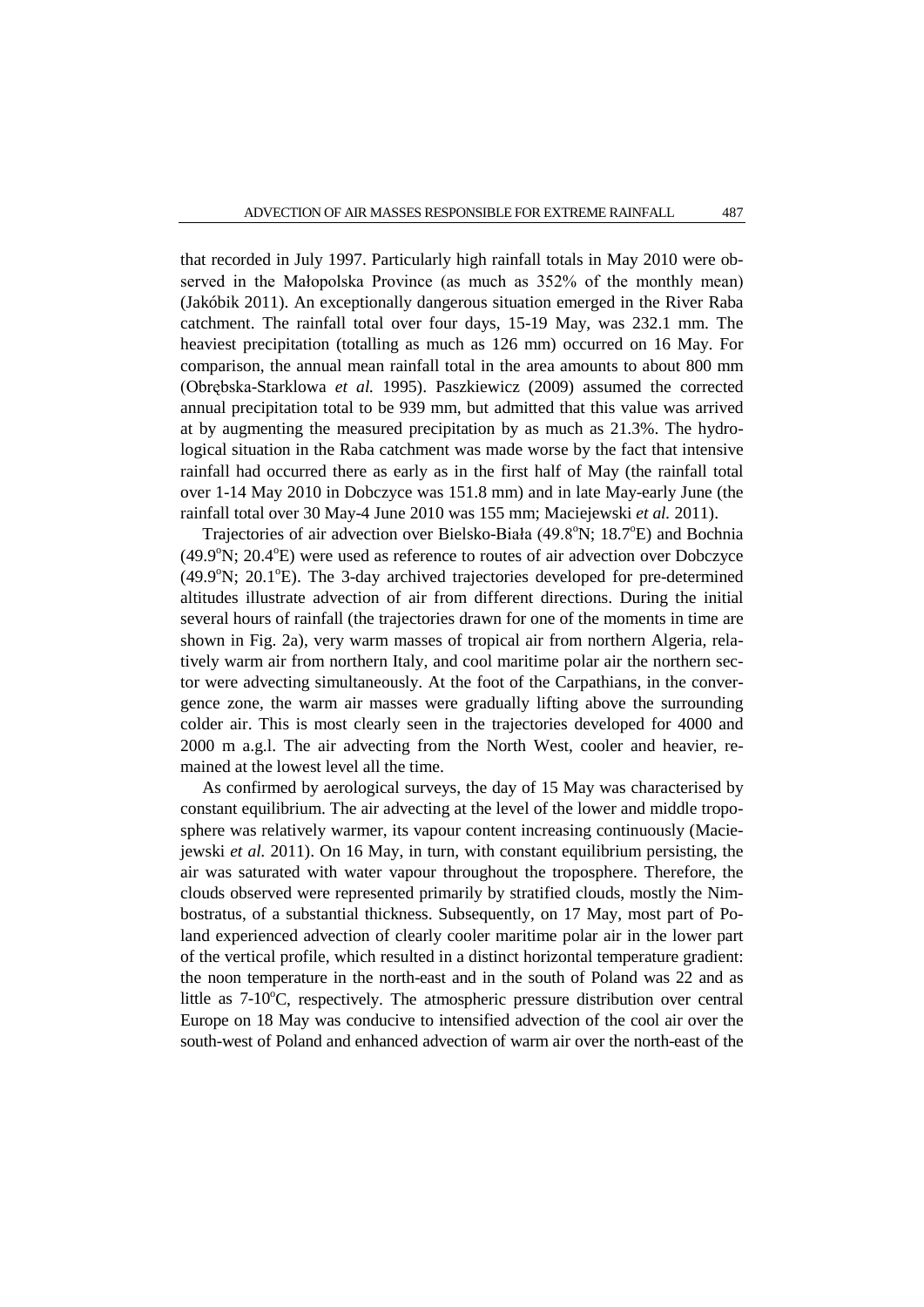that recorded in July 1997. Particularly high rainfall totals in May 2010 were observed in the Małopolska Province (as much as 352% of the monthly mean) (Jakóbik 2011). An exceptionally dangerous situation emerged in the River Raba catchment. The rainfall total over four days, 15-19 May, was 232.1 mm. The heaviest precipitation (totalling as much as 126 mm) occurred on 16 May. For comparison, the annual mean rainfall total in the area amounts to about 800 mm (Obrębska-Starklowa *et al.* 1995). Paszkiewicz (2009) assumed the corrected annual precipitation total to be 939 mm, but admitted that this value was arrived at by augmenting the measured precipitation by as much as 21.3%. The hydrological situation in the Raba catchment was made worse by the fact that intensive rainfall had occurred there as early as in the first half of May (the rainfall total over 1-14 May 2010 in Dobczyce was 151.8 mm) and in late May-early June (the rainfall total over 30 May-4 June 2010 was 155 mm; Maciejewski *et al.* 2011).

Trajectories of air advection over Bielsko-Biała (49.8°N; 18.7°E) and Bochnia (49.9°N; 20.4°E) were used as reference to routes of air advection over Dobczyce (49.9°N; 20.1°E). The 3-day archived trajectories developed for pre-determined altitudes illustrate advection of air from different directions. During the initial several hours of rainfall (the trajectories drawn for one of the moments in time are shown in Fig. 2a), very warm masses of tropical air from northern Algeria, relatively warm air from northern Italy, and cool maritime polar air the northern sector were advecting simultaneously. At the foot of the Carpathians, in the convergence zone, the warm air masses were gradually lifting above the surrounding colder air. This is most clearly seen in the trajectories developed for 4000 and 2000 m a.g.l. The air advecting from the North West, cooler and heavier, remained at the lowest level all the time.

As confirmed by aerological surveys, the day of 15 May was characterised by constant equilibrium. The air advecting at the level of the lower and middle troposphere was relatively warmer, its vapour content increasing continuously (Maciejewski *et al.* 2011). On 16 May, in turn, with constant equilibrium persisting, the air was saturated with water vapour throughout the troposphere. Therefore, the clouds observed were represented primarily by stratified clouds, mostly the Nimbostratus, of a substantial thickness. Subsequently, on 17 May, most part of Poland experienced advection of clearly cooler maritime polar air in the lower part of the vertical profile, which resulted in a distinct horizontal temperature gradient: the noon temperature in the north-east and in the south of Poland was 22 and as little as 7-10°C, respectively. The atmospheric pressure distribution over central Europe on 18 May was conducive to intensified advection of the cool air over the south-west of Poland and enhanced advection of warm air over the north-east of the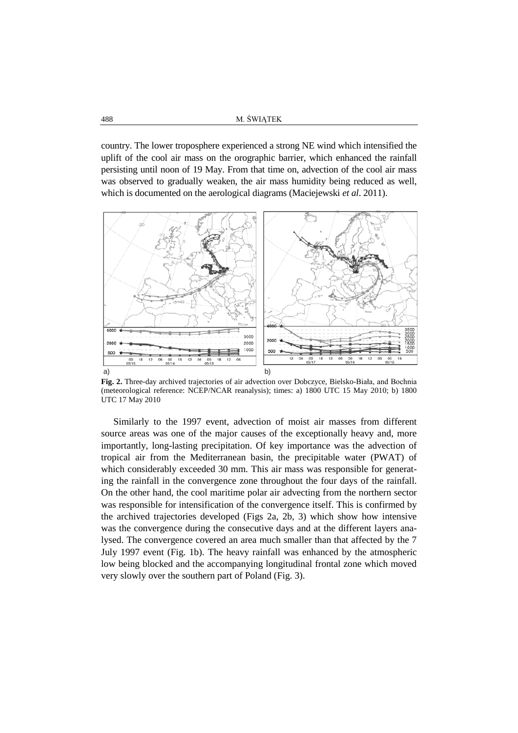country. The lower troposphere experienced a strong NE wind which intensified the uplift of the cool air mass on the orographic barrier, which enhanced the rainfall persisting until noon of 19 May. From that time on, advection of the cool air mass was observed to gradually weaken, the air mass humidity being reduced as well, which is documented on the aerological diagrams (Maciejewski *et al*. 2011).

**Fig. 2.** Three-day archived trajectories of air advection over Dobczyce, Bielsko-Biała, and Bochnia (meteorological reference: NCEP/NCAR reanalysis); times: a) 1800 UTC 15 May 2010; b) 1800 UTC 17 May 2010

Similarly to the 1997 event, advection of moist air masses from different source areas was one of the major causes of the exceptionally heavy and, more importantly, long-lasting precipitation. Of key importance was the advection of tropical air from the Mediterranean basin, the precipitable water (PWAT) of which considerably exceeded 30 mm. This air mass was responsible for generating the rainfall in the convergence zone throughout the four days of the rainfall. On the other hand, the cool maritime polar air advecting from the northern sector was responsible for intensification of the convergence itself. This is confirmed by the archived trajectories developed (Figs 2a, 2b, 3) which show how intensive was the convergence during the consecutive days and at the different layers analysed. The convergence covered an area much smaller than that affected by the 7 July 1997 event (Fig. 1b). The heavy rainfall was enhanced by the atmospheric low being blocked and the accompanying longitudinal frontal zone which moved very slowly over the southern part of Poland (Fig. 3).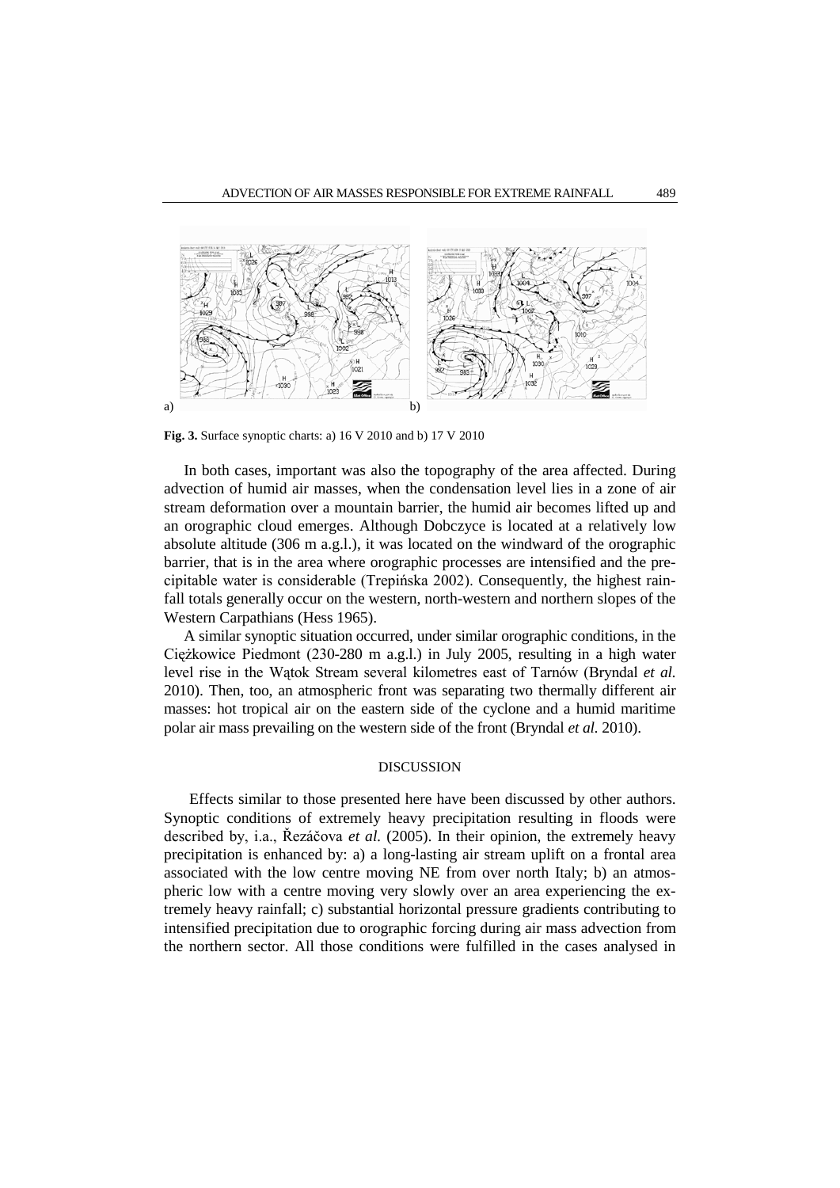**Fig. 3.** Surface synoptic charts: a) 16 V 2010 and b) 17 V 2010

In both cases, important was also the topography of the area affected. During advection of humid air masses, when the condensation level lies in a zone of air stream deformation over a mountain barrier, the humid air becomes lifted up and an orographic cloud emerges. Although Dobczyce is located at a relatively low absolute altitude (306 m a.g.l.), it was located on the windward of the orographic barrier, that is in the area where orographic processes are intensified and the precipitable water is considerable (Trepińska 2002). Consequently, the highest rainfall totals generally occur on the western, north-western and northern slopes of the Western Carpathians (Hess 1965).

A similar synoptic situation occurred, under similar orographic conditions, in the Ciężkowice Piedmont (230-280 m a.g.l.) in July 2005, resulting in a high water level rise in the Wątok Stream several kilometres east of Tarnów (Bryndal *et al.* 2010). Then, too, an atmospheric front was separating two thermally different air masses: hot tropical air on the eastern side of the cyclone and a humid maritime polar air mass prevailing on the western side of the front (Bryndal *et al.* 2010).

## DISCUSSION

Effects similar to those presented here have been discussed by other authors. Synoptic conditions of extremely heavy precipitation resulting in floods were described by, i.a., Řezáčova *et al.* (2005). In their opinion, the extremely heavy precipitation is enhanced by: a) a long-lasting air stream uplift on a frontal area associated with the low centre moving NE from over north Italy; b) an atmospheric low with a centre moving very slowly over an area experiencing the extremely heavy rainfall; c) substantial horizontal pressure gradients contributing to intensified precipitation due to orographic forcing during air mass advection from the northern sector. All those conditions were fulfilled in the cases analysed in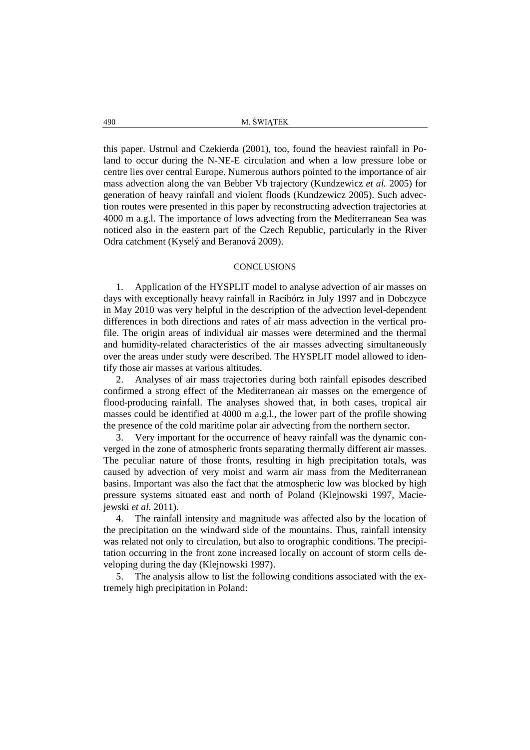this paper. Ustrnul and Czekierda (2001), too, found the heaviest rainfall in Poland to occur during the N-NE-E circulation and when a low pressure lobe or centre lies over central Europe. Numerous authors pointed to the importance of air mass advection along the van Bebber Vb trajectory (Kundzewicz *et al.* 2005) for generation of heavy rainfall and violent floods (Kundzewicz 2005). Such advection routes were presented in this paper by reconstructing advection trajectories at 4000 m a.g.l. The importance of lows advecting from the Mediterranean Sea was noticed also in the eastern part of the Czech Republic, particularly in the River Odra catchment (Kyselý and Beranová 2009).

## CONCLUSIONS

1. Application of the HYSPLIT model to analyse advection of air masses on days with exceptionally heavy rainfall in Racibórz in July 1997 and in Dobczyce in May 2010 was very helpful in the description of the advection level-dependent differences in both directions and rates of air mass advection in the vertical profile. The origin areas of individual air masses were determined and the thermal and humidity-related characteristics of the air masses advecting simultaneously over the areas under study were described. The HYSPLIT model allowed to identify those air masses at various altitudes.
2. Analyses of air mass trajectories during both rainfall episodes described confirmed a strong effect of the Mediterranean air masses on the emergence of flood-producing rainfall. The analyses showed that, in both cases, tropical air masses could be identified at 4000 m a.g.l., the lower part of the profile showing the presence of the cold maritime polar air advecting from the northern sector.
3. Very important for the occurrence of heavy rainfall was the dynamic converged in the zone of atmospheric fronts separating thermally different air masses. The peculiar nature of those fronts, resulting in high precipitation totals, was caused by advection of very moist and warm air mass from the Mediterranean basins. Important was also the fact that the atmospheric low was blocked by high pressure systems situated east and north of Poland (Klejnowski 1997, Maciejewski *et al.* 2011).
4. The rainfall intensity and magnitude was affected also by the location of the precipitation on the windward side of the mountains. Thus, rainfall intensity was related not only to circulation, but also to orographic conditions. The precipitation occurring in the front zone increased locally on account of storm cells developing during the day (Klejnowski 1997).
5. The analysis allow to list the following conditions associated with the extremely high precipitation in Poland: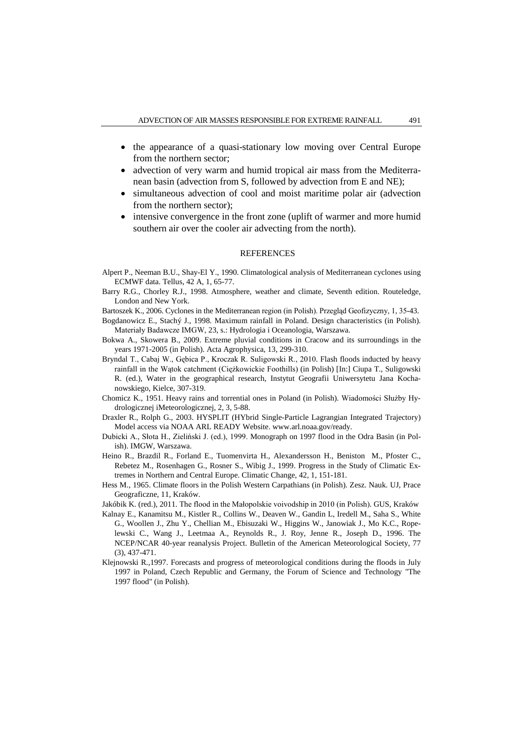- the appearance of a quasi-stationary low moving over Central Europe from the northern sector;
- advection of very warm and humid tropical air mass from the Mediterranean basin (advection from S, followed by advection from E and NE);
- simultaneous advection of cool and moist maritime polar air (advection from the northern sector);
- intensive convergence in the front zone (uplift of warmer and more humid southern air over the cooler air advecting from the north).

## REFERENCES

Alpert P., Neeman B.U., Shay-El Y., 1990. Climatological analysis of Mediterranean cyclones using ECMWF data. Tellus, 42 A, 1, 65-77.

Barry R.G., Chorley R.J., 1998. Atmosphere, weather and climate, Seventh edition. Routeledge, London and New York.

Bartoszek K., 2006. Cyclones in the Mediterranean region (in Polish). Przegląd Geofizyczny, 1, 35-43.

Bogdanowicz E., Stachý J., 1998. Maximum rainfall in Poland. Design characteristics (in Polish). Materiały Badawcze IMGW, 23, s.: Hydrologia i Oceanologia, Warszawa.

Bokwa A., Skowera B., 2009. Extreme pluvial conditions in Cracow and its surroundings in the years 1971-2005 (in Polish). Acta Agrophysica, 13, 299-310.

Bryndal T., Cabaj W., Gębica P., Kroczak R. Suligowski R., 2010. Flash floods inducted by heavy rainfall in the Wątok catchment (Ciężkowickie Foothills) (in Polish) [In:] Ciupa T., Suligowski R. (ed.), Water in the geographical research, Instytut Geografii Uniwersytetu Jana Kochanowskiego, Kielce, 307-319.

Chomicz K., 1951. Heavy rains and torrential ones in Poland (in Polish). Wiadomości Służby Hydrologicznej iMeteorologicznej, 2, 3, 5-88.

Draxler R., Rolph G., 2003. HYSPLIT (HYbrid Single-Particle Lagrangian Integrated Trajectory) Model access via NOAA ARL READY Website. www.arl.noaa.gov/ready.

Dubicki A., Słota H., Zieliński J. (ed.), 1999. Monograph on 1997 flood in the Odra Basin (in Polish). IMGW, Warszawa.

Heino R., Brazdil R., Forland E., Tuomenvirta H., Alexandersson H., Beniston M., Pfoster C., Rebetez M., Rosenhagen G., Rosner S., Wibig J., 1999. Progress in the Study of Climatic Extremes in Northern and Central Europe. Climatic Change, 42, 1, 151-181.

Hess M., 1965. Climate floors in the Polish Western Carpathians (in Polish). Zesz. Nauk. UJ, Prace Geograficzne, 11, Kraków.

Jakóbik K. (red.), 2011. The flood in the Małopolskie voivodship in 2010 (in Polish). GUS, Kraków

Kalnay E., Kanamitsu M., Kistler R., Collins W., Deaven W., Gandin L, Iredell M., Saha S., White G., Woollen J., Zhu Y., Chellian M., Ebisuzaki W., Higgins W., Janowiak J., Mo K.C., Ropelewski C., Wang J., Leetmaa A., Reynolds R., J. Roy, Jenne R., Joseph D., 1996. The NCEP/NCAR 40-year reanalysis Project. Bulletin of the American Meteorological Society, 77 (3), 437-471.

Klejnowski R.,1997. Forecasts and progress of meteorological conditions during the floods in July 1997 in Poland, Czech Republic and Germany, the Forum of Science and Technology "The 1997 flood" (in Polish).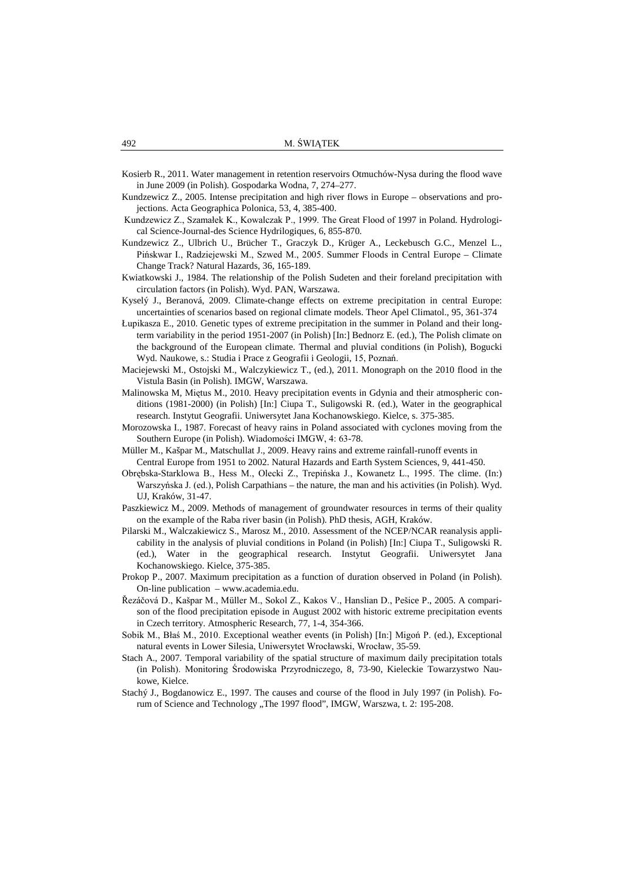Kosierb R., 2011. Water management in retention reservoirs Otmuchów-Nysa during the flood wave in June 2009 (in Polish). Gospodarka Wodna, 7, 274–277.

Kundzewicz Z., 2005. Intense precipitation and high river flows in Europe – observations and projections. Acta Geographica Polonica, 53, 4, 385-400.

Kundzewicz Z., Szamałek K., Kowalczak P., 1999. The Great Flood of 1997 in Poland. Hydrological Science-Journal-des Science Hydrilogiques, 6, 855-870.

Kundzewicz Z., Ulbrich U., Brücher T., Graczyk D., Krüger A., Leckebusch G.C., Menzel L., Pińskwar I., Radziejewski M., Szwed M., 2005. Summer Floods in Central Europe – Climate Change Track? Natural Hazards, 36, 165-189.

Kwiatkowski J., 1984. The relationship of the Polish Sudeten and their foreland precipitation with circulation factors (in Polish). Wyd. PAN, Warszawa.

Kyselý J., Beranová, 2009. Climate-change effects on extreme precipitation in central Europe: uncertainties of scenarios based on regional climate models. Theor Apel Climatol., 95, 361-374

Łupikasza E., 2010. Genetic types of extreme precipitation in the summer in Poland and their long-term variability in the period 1951-2007 (in Polish) [In:] Bednorz E. (ed.), The Polish climate on the background of the European climate. Thermal and pluvial conditions (in Polish), Bogucki Wyd. Naukowe, s.: Studia i Prace z Geografii i Geologii, 15, Poznań.

Maciejewski M., Ostojski M., Walczykiewicz T., (ed.), 2011. Monograph on the 2010 flood in the Vistula Basin (in Polish). IMGW, Warszawa.

Malinowska M, Miętus M., 2010. Heavy precipitation events in Gdynia and their atmospheric conditions (1981-2000) (in Polish) [In:] Ciupa T., Suligowski R. (ed.), Water in the geographical research. Instytut Geografii. Uniwersytet Jana Kochanowskiego. Kielce, s. 375-385.

Morozowska I., 1987. Forecast of heavy rains in Poland associated with cyclones moving from the Southern Europe (in Polish). Wiadomości IMGW, 4: 63-78.

Müller M., Kašpar M., Matschullat J., 2009. Heavy rains and extreme rainfall-runoff events in Central Europe from 1951 to 2002. Natural Hazards and Earth System Sciences, 9, 441-450.

Obrębska-Starklowa B., Hess M., Olecki Z., Trepińska J., Kowanetz L., 1995. The clime. (In:) Warszyńska J. (ed.), Polish Carpathians – the nature, the man and his activities (in Polish). Wyd. UJ, Kraków, 31-47.

Paszkiewicz M., 2009. Methods of management of groundwater resources in terms of their quality on the example of the Raba river basin (in Polish). PhD thesis, AGH, Kraków.

Pilarski M., Walczakiewicz S., Marosz M., 2010. Assessment of the NCEP/NCAR reanalysis applicability in the analysis of pluvial conditions in Poland (in Polish) [In:] Ciupa T., Suligowski R. (ed.), Water in the geographical research. Instytut Geografii. Uniwersytet Jana Kochanowskiego. Kielce, 375-385.

Prokop P., 2007. Maximum precipitation as a function of duration observed in Poland (in Polish). On-line publication – www.academia.edu.

Řezáčová D., Kašpar M., Müller M., Sokol Z., Kakos V., Hanslian D., Pešice P., 2005. A comparison of the flood precipitation episode in August 2002 with historic extreme precipitation events in Czech territory. Atmospheric Research, 77, 1-4, 354-366.

Sobik M., Błaś M., 2010. Exceptional weather events (in Polish) [In:] Migoń P. (ed.), Exceptional natural events in Lower Silesia, Uniwersytet Wrocławski, Wrocław, 35-59.

Stach A., 2007. Temporal variability of the spatial structure of maximum daily precipitation totals (in Polish). Monitoring Środowiska Przyrodniczego, 8, 73-90, Kieleckie Towarzystwo Naukowe, Kielce.

Stachý J., Bogdanowicz E., 1997. The causes and course of the flood in July 1997 (in Polish). Forum of Science and Technology „The 1997 flood", IMGW, Warszwa, t. 2: 195-208.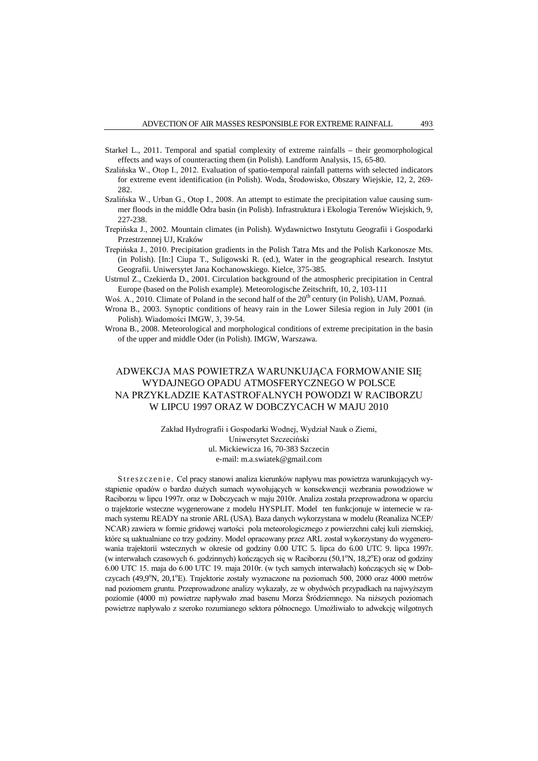Starkel L., 2011. Temporal and spatial complexity of extreme rainfalls – their geomorphological effects and ways of counteracting them (in Polish). Landform Analysis, 15, 65-80.

Szalińska W., Otop I., 2012. Evaluation of spatio-temporal rainfall patterns with selected indicators for extreme event identification (in Polish). Woda, Środowisko, Obszary Wiejskie, 12, 2, 269-282.

Szalińska W., Urban G., Otop I., 2008. An attempt to estimate the precipitation value causing summer floods in the middle Odra basin (in Polish). Infrastruktura i Ekologia Terenów Wiejskich, 9, 227-238.

Trepińska J., 2002. Mountain climates (in Polish). Wydawnictwo Instytutu Geografii i Gospodarki Przestrzennej UJ, Kraków

Trepińska J., 2010. Precipitation gradients in the Polish Tatra Mts and the Polish Karkonosze Mts. (in Polish). [In:] Ciupa T., Suligowski R. (ed.), Water in the geographical research. Instytut Geografii. Uniwersytet Jana Kochanowskiego. Kielce, 375-385.

Ustrnul Z., Czekierda D., 2001. Circulation background of the atmospheric precipitation in Central Europe (based on the Polish example). Meteorologische Zeitschrift, 10, 2, 103-111

Woś. A., 2010. Climate of Poland in the second half of the 20th century (in Polish), UAM, Poznań.

Wrona B., 2003. Synoptic conditions of heavy rain in the Lower Silesia region in July 2001 (in Polish). Wiadomości IMGW, 3, 39-54.

Wrona B., 2008. Meteorological and morphological conditions of extreme precipitation in the basin of the upper and middle Oder (in Polish). IMGW, Warszawa.

## ADWEKCJA MAS POWIETRZA WARUNKUJĄCA FORMOWANIE SIĘ WYDAJNEGO OPADU ATMOSFERYCZNEGO W POLSCE NA PRZYKŁADZIE KATASTROFALNYCH POWODZI W RACIBORZU W LIPCU 1997 ORAZ W DOBCZYCACH W MAJU 2010

Zakład Hydrografii i Gospodarki Wodnej, Wydział Nauk o Ziemi,
Uniwersytet Szczeciński
ul. Mickiewicza 16, 70-383 Szczecin
e-mail: m.a.swiatek@gmail.com

S t r e s z c z e n i e . Cel pracy stanowi analiza kierunków napływu mas powietrza warunkujących wystąpienie opadów o bardzo dużych sumach wywołujących w konsekwencji wezbrania powodziowe w Raciborzu w lipcu 1997r. oraz w Dobczycach w maju 2010r. Analiza została przeprowadzona w oparciu o trajektorie wsteczne wygenerowane z modelu HYSPLIT. Model ten funkcjonuje w internecie w ramach systemu READY na stronie ARL (USA). Baza danych wykorzystana w modelu (Reanaliza NCEP/NCAR) zawiera w formie gridowej wartości pola meteorologicznego z powierzchni całej kuli ziemskiej, które są uaktualniane co trzy godziny. Model opracowany przez ARL został wykorzystany do wygenerowania trajektorii wstecznych w okresie od godziny 0.00 UTC 5. lipca do 6.00 UTC 9. lipca 1997r. (w interwałach czasowych 6. godzinnych) kończących się w Raciborzu (50,1°N, 18,2°E) oraz od godziny 6.00 UTC 15. maja do 6.00 UTC 19. maja 2010r. (w tych samych interwałach) kończących się w Dobczycach (49,9°N, 20,1°E). Trajektorie zostały wyznaczone na poziomach 500, 2000 oraz 4000 metrów nad poziomem gruntu. Przeprowadzone analizy wykazały, ze w obydwóch przypadkach na najwyższym poziomie (4000 m) powietrze napływało znad basenu Morza Śródziemnego. Na niższych poziomach powietrze napływało z szeroko rozumianego sektora północnego. Umożliwiało to adwekcję wilgotnych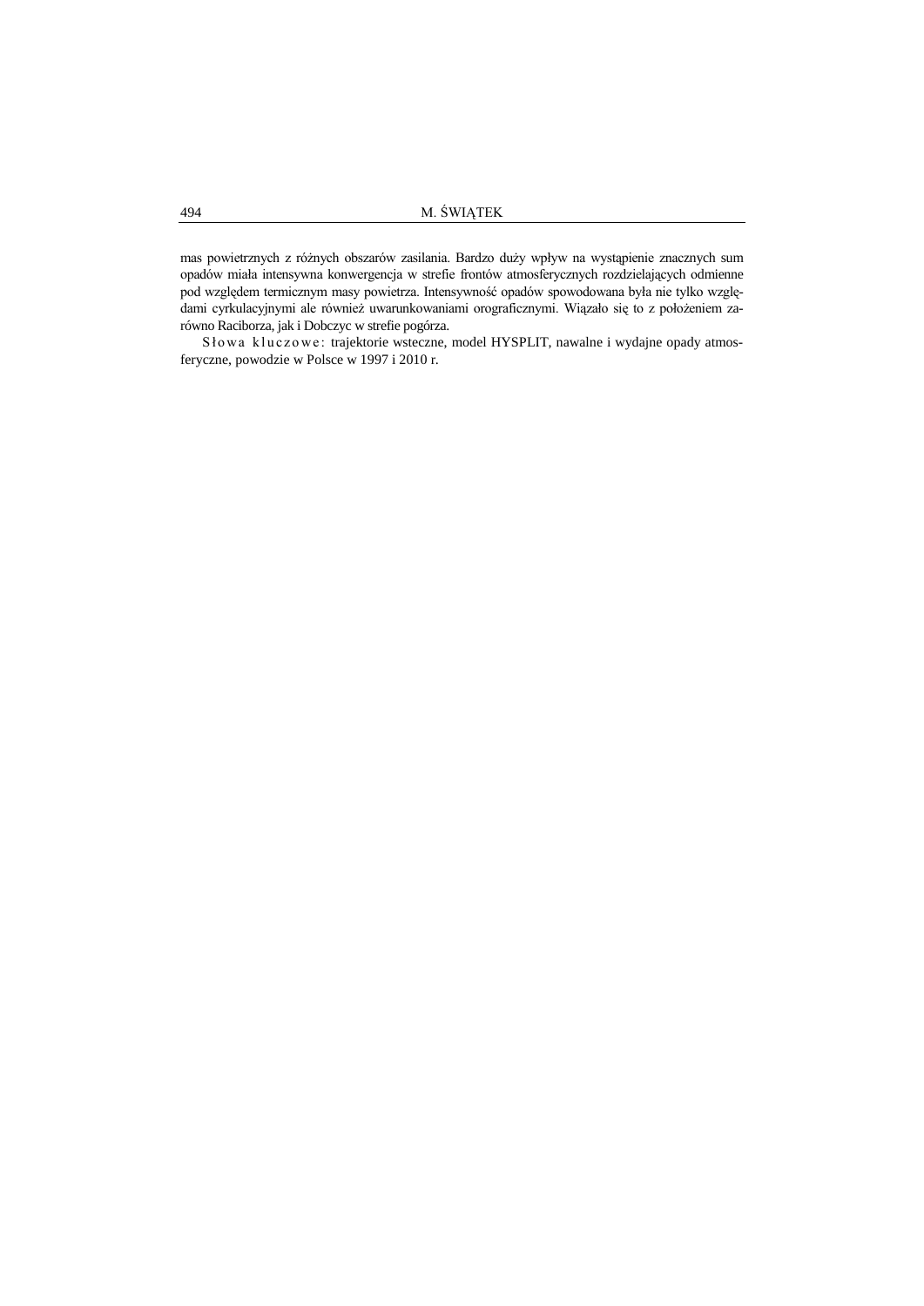mas powietrznych z różnych obszarów zasilania. Bardzo duży wpływ na wystąpienie znacznych sum opadów miała intensywna konwergencja w strefie frontów atmosferycznych rozdzielających odmienne pod względem termicznym masy powietrza. Intensywność opadów spowodowana była nie tylko względami cyrkulacyjnymi ale również uwarunkowaniami orograficznymi. Wiązało się to z położeniem zarówno Raciborza, jak i Dobczyc w strefie pogórza.

Słowa kluczowe: trajektorie wsteczne, model HYSPLIT, nawalne i wydajne opady atmosferyczne, powodzie w Polsce w 1997 i 2010 r.